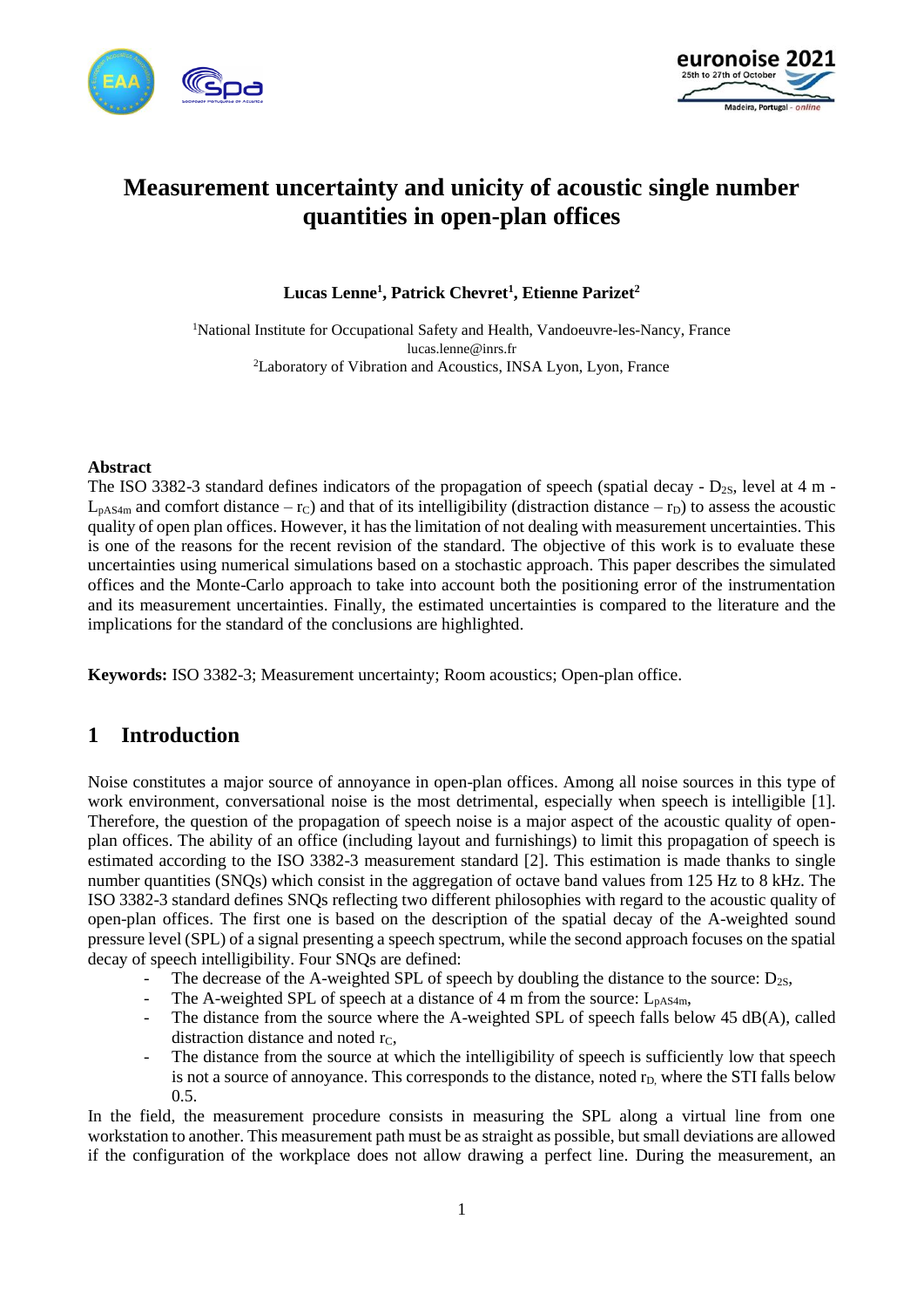# Measurement uncertainty and unicity of acoustic single number quantities in open-plan offices

**Lucas Lenne[1], Patrick Chevret[1], Etienne Parizet[2]**

[1]National Institute for Occupational Safety and Health, Vandoeuvre-les-Nancy, France
lucas.lenne@inrs.fr
[2]Laboratory of Vibration and Acoustics, INSA Lyon, Lyon, France

## Abstract

The ISO 3382-3 standard defines indicators of the propagation of speech (spatial decay - $D_{2S}$, level at 4 m - $L_{pAS4m}$ and comfort distance – $r_C$) and that of its intelligibility (distraction distance – $r_D$) to assess the acoustic quality of open plan offices. However, it has the limitation of not dealing with measurement uncertainties. This is one of the reasons for the recent revision of the standard. The objective of this work is to evaluate these uncertainties using numerical simulations based on a stochastic approach. This paper describes the simulated offices and the Monte-Carlo approach to take into account both the positioning error of the instrumentation and its measurement uncertainties. Finally, the estimated uncertainties is compared to the literature and the implications for the standard of the conclusions are highlighted.

**Keywords:** ISO 3382-3; Measurement uncertainty; Room acoustics; Open-plan office.

## 1 Introduction

Noise constitutes a major source of annoyance in open-plan offices. Among all noise sources in this type of work environment, conversational noise is the most detrimental, especially when speech is intelligible [1]. Therefore, the question of the propagation of speech noise is a major aspect of the acoustic quality of open-plan offices. The ability of an office (including layout and furnishings) to limit this propagation of speech is estimated according to the ISO 3382-3 measurement standard [2]. This estimation is made thanks to single number quantities (SNQs) which consist in the aggregation of octave band values from 125 Hz to 8 kHz. The ISO 3382-3 standard defines SNQs reflecting two different philosophies with regard to the acoustic quality of open-plan offices. The first one is based on the description of the spatial decay of the A-weighted sound pressure level (SPL) of a signal presenting a speech spectrum, while the second approach focuses on the spatial decay of speech intelligibility. Four SNQs are defined:

- The decrease of the A-weighted SPL of speech by doubling the distance to the source: $D_{2S}$,
- The A-weighted SPL of speech at a distance of 4 m from the source: $L_{pAS4m}$,
- The distance from the source where the A-weighted SPL of speech falls below 45 dB(A), called distraction distance and noted $r_C$,
- The distance from the source at which the intelligibility of speech is sufficiently low that speech is not a source of annoyance. This corresponds to the distance, noted $r_D$, where the STI falls below 0.5.

In the field, the measurement procedure consists in measuring the SPL along a virtual line from one workstation to another. This measurement path must be as straight as possible, but small deviations are allowed if the configuration of the workplace does not allow drawing a perfect line. During the measurement, an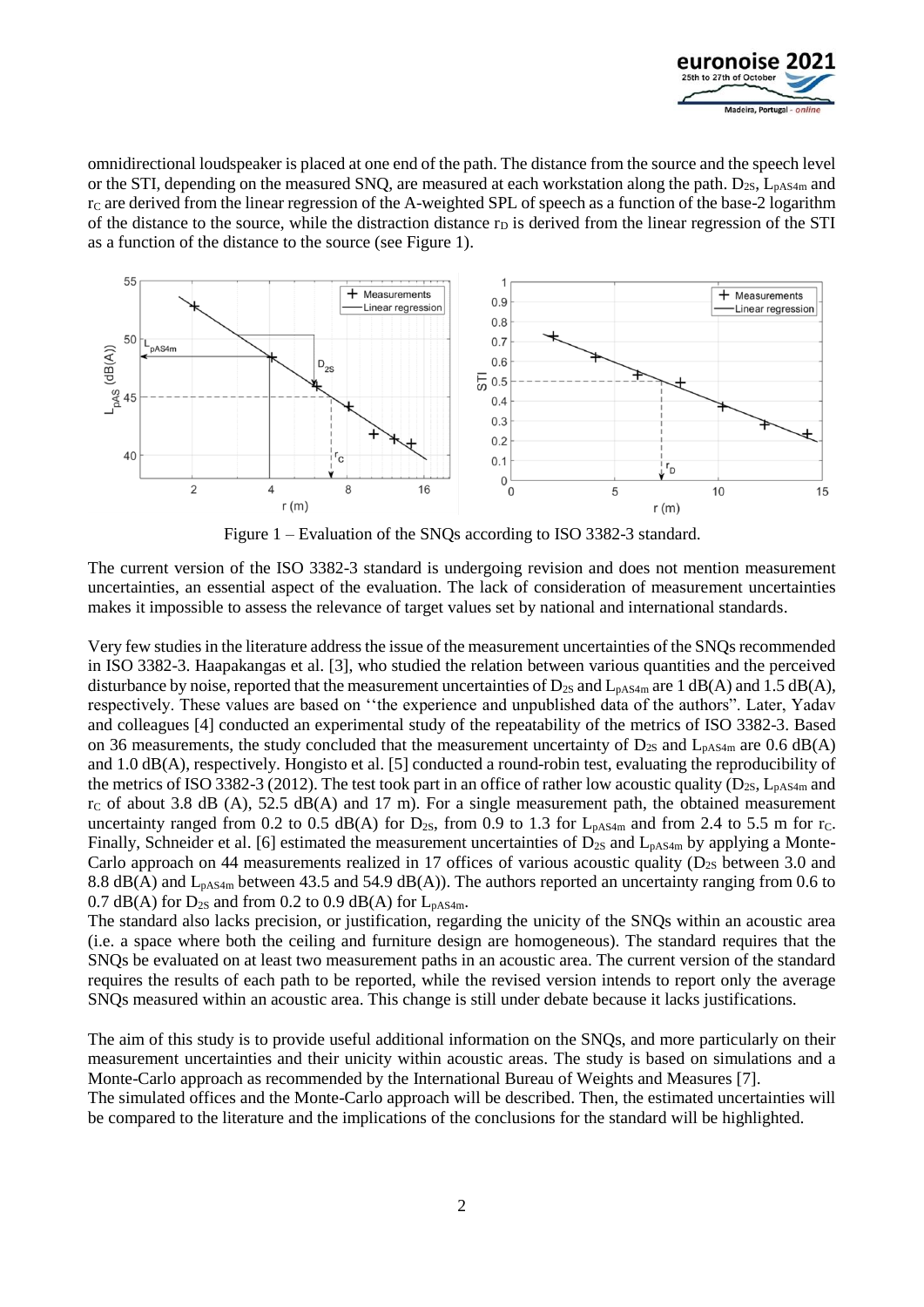omnidirectional loudspeaker is placed at one end of the path. The distance from the source and the speech level or the STI, depending on the measured SNQ, are measured at each workstation along the path. $D_{2S}$, $L_{pAS4m}$ and $r_C$ are derived from the linear regression of the A-weighted SPL of speech as a function of the base-2 logarithm of the distance to the source, while the distraction distance $r_D$ is derived from the linear regression of the STI as a function of the distance to the source (see Figure 1).

Figure 1 – Evaluation of the SNQs according to ISO 3382-3 standard.

The current version of the ISO 3382-3 standard is undergoing revision and does not mention measurement uncertainties, an essential aspect of the evaluation. The lack of consideration of measurement uncertainties makes it impossible to assess the relevance of target values set by national and international standards.

Very few studies in the literature address the issue of the measurement uncertainties of the SNQs recommended in ISO 3382-3. Haapakangas et al. [3], who studied the relation between various quantities and the perceived disturbance by noise, reported that the measurement uncertainties of $D_{2S}$ and $L_{pAS4m}$ are 1 dB(A) and 1.5 dB(A), respectively. These values are based on ''the experience and unpublished data of the authors''. Later, Yadav and colleagues [4] conducted an experimental study of the repeatability of the metrics of ISO 3382-3. Based on 36 measurements, the study concluded that the measurement uncertainty of $D_{2S}$ and $L_{pAS4m}$ are 0.6 dB(A) and 1.0 dB(A), respectively. Hongisto et al. [5] conducted a round-robin test, evaluating the reproducibility of the metrics of ISO 3382-3 (2012). The test took part in an office of rather low acoustic quality ($D_{2S}$, $L_{pAS4m}$ and $r_C$ of about 3.8 dB (A), 52.5 dB(A) and 17 m). For a single measurement path, the obtained measurement uncertainty ranged from 0.2 to 0.5 dB(A) for $D_{2S}$, from 0.9 to 1.3 for $L_{pAS4m}$ and from 2.4 to 5.5 m for $r_C$. Finally, Schneider et al. [6] estimated the measurement uncertainties of $D_{2S}$ and $L_{pAS4m}$ by applying a Monte-Carlo approach on 44 measurements realized in 17 offices of various acoustic quality ($D_{2S}$ between 3.0 and 8.8 dB(A) and $L_{pAS4m}$ between 43.5 and 54.9 dB(A)). The authors reported an uncertainty ranging from 0.6 to 0.7 dB(A) for $D_{2S}$ and from 0.2 to 0.9 dB(A) for $L_{pAS4m}$.

The standard also lacks precision, or justification, regarding the unicity of the SNQs within an acoustic area (i.e. a space where both the ceiling and furniture design are homogeneous). The standard requires that the SNQs be evaluated on at least two measurement paths in an acoustic area. The current version of the standard requires the results of each path to be reported, while the revised version intends to report only the average SNQs measured within an acoustic area. This change is still under debate because it lacks justifications.

The aim of this study is to provide useful additional information on the SNQs, and more particularly on their measurement uncertainties and their unicity within acoustic areas. The study is based on simulations and a Monte-Carlo approach as recommended by the International Bureau of Weights and Measures [7].

The simulated offices and the Monte-Carlo approach will be described. Then, the estimated uncertainties will be compared to the literature and the implications of the conclusions for the standard will be highlighted.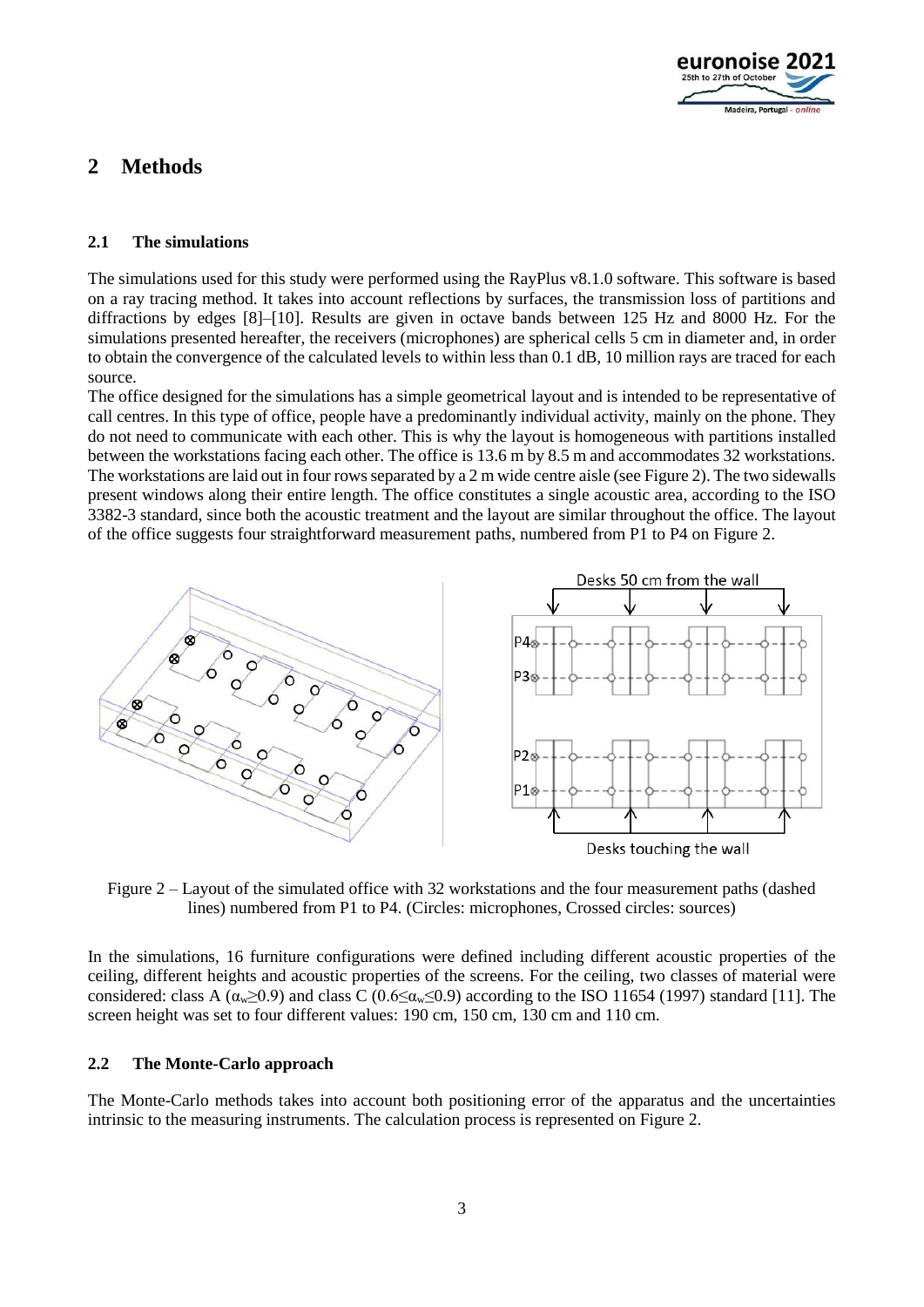## 2 Methods

### 2.1 The simulations

The simulations used for this study were performed using the RayPlus v8.1.0 software. This software is based on a ray tracing method. It takes into account reflections by surfaces, the transmission loss of partitions and diffractions by edges [8]–[10]. Results are given in octave bands between 125 Hz and 8000 Hz. For the simulations presented hereafter, the receivers (microphones) are spherical cells 5 cm in diameter and, in order to obtain the convergence of the calculated levels to within less than 0.1 dB, 10 million rays are traced for each source.

The office designed for the simulations has a simple geometrical layout and is intended to be representative of call centres. In this type of office, people have a predominantly individual activity, mainly on the phone. They do not need to communicate with each other. This is why the layout is homogeneous with partitions installed between the workstations facing each other. The office is 13.6 m by 8.5 m and accommodates 32 workstations. The workstations are laid out in four rows separated by a 2 m wide centre aisle (see Figure 2). The two sidewalls present windows along their entire length. The office constitutes a single acoustic area, according to the ISO 3382-3 standard, since both the acoustic treatment and the layout are similar throughout the office. The layout of the office suggests four straightforward measurement paths, numbered from P1 to P4 on Figure 2.

Figure 2 – Layout of the simulated office with 32 workstations and the four measurement paths (dashed lines) numbered from P1 to P4. (Circles: microphones, Crossed circles: sources)

In the simulations, 16 furniture configurations were defined including different acoustic properties of the ceiling, different heights and acoustic properties of the screens. For the ceiling, two classes of material were considered: class A ($\alpha_w \geq 0.9$) and class C ($0.6 \leq \alpha_w \leq 0.9$) according to the ISO 11654 (1997) standard [11]. The screen height was set to four different values: 190 cm, 150 cm, 130 cm and 110 cm.

### 2.2 The Monte-Carlo approach

The Monte-Carlo methods takes into account both positioning error of the apparatus and the uncertainties intrinsic to the measuring instruments. The calculation process is represented on Figure 2.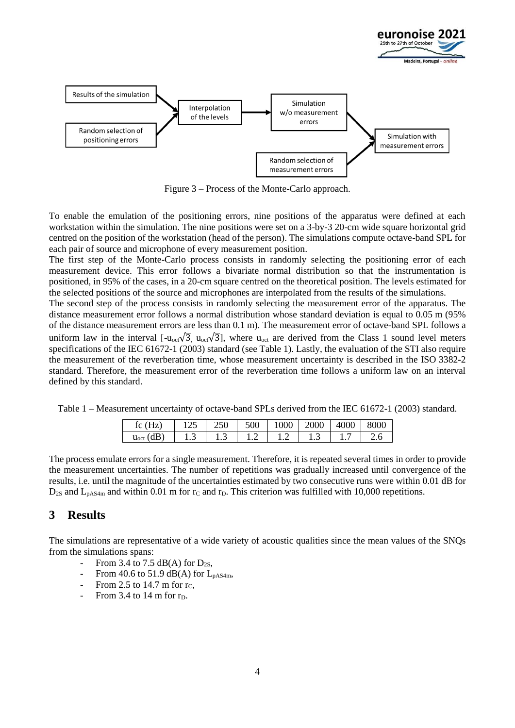Results of the simulation

Random selection of positioning errors

Interpolation of the levels

Simulation w/o measurement errors

Random selection of measurement errors

Simulation with measurement errors

Figure 3 – Process of the Monte-Carlo approach.

To enable the emulation of the positioning errors, nine positions of the apparatus were defined at each workstation within the simulation. The nine positions were set on a 3-by-3 20-cm wide square horizontal grid centred on the position of the workstation (head of the person). The simulations compute octave-band SPL for each pair of source and microphone of every measurement position.

The first step of the Monte-Carlo process consists in randomly selecting the positioning error of each measurement device. This error follows a bivariate normal distribution so that the instrumentation is positioned, in 95% of the cases, in a 20-cm square centred on the theoretical position. The levels estimated for the selected positions of the source and microphones are interpolated from the results of the simulations.

The second step of the process consists in randomly selecting the measurement error of the apparatus. The distance measurement error follows a normal distribution whose standard deviation is equal to 0.05 m (95% of the distance measurement errors are less than 0.1 m). The measurement error of octave-band SPL follows a uniform law in the interval $[-u_{oct}\sqrt{3}, u_{oct}\sqrt{3}]$, where $u_{oct}$ are derived from the Class 1 sound level meters specifications of the IEC 61672-1 (2003) standard (see Table 1). Lastly, the evaluation of the STI also require the measurement of the reverberation time, whose measurement uncertainty is described in the ISO 3382-2 standard. Therefore, the measurement error of the reverberation time follows a uniform law on an interval defined by this standard.

Table 1 – Measurement uncertainty of octave-band SPLs derived from the IEC 61672-1 (2003) standard.

| fc (Hz) | 125 | 250 | 500 | 1000 | 2000 | 4000 | 8000 |
|---|---|---|---|---|---|---|---|
| $u_{oct}$ (dB) | 1.3 | 1.3 | 1.2 | 1.2 | 1.3 | 1.7 | 2.6 |

The process emulate errors for a single measurement. Therefore, it is repeated several times in order to provide the measurement uncertainties. The number of repetitions was gradually increased until convergence of the results, i.e. until the magnitude of the uncertainties estimated by two consecutive runs were within 0.01 dB for $D_{2S}$ and $L_{pAS4m}$ and within 0.01 m for $r_C$ and $r_D$. This criterion was fulfilled with 10,000 repetitions.

## 3 Results

The simulations are representative of a wide variety of acoustic qualities since the mean values of the SNQs from the simulations spans:

- From 3.4 to 7.5 dB(A) for $D_{2S}$,
- From 40.6 to 51.9 dB(A) for $L_{pAS4m}$,
- From 2.5 to 14.7 m for $r_C$,
- From 3.4 to 14 m for $r_D$.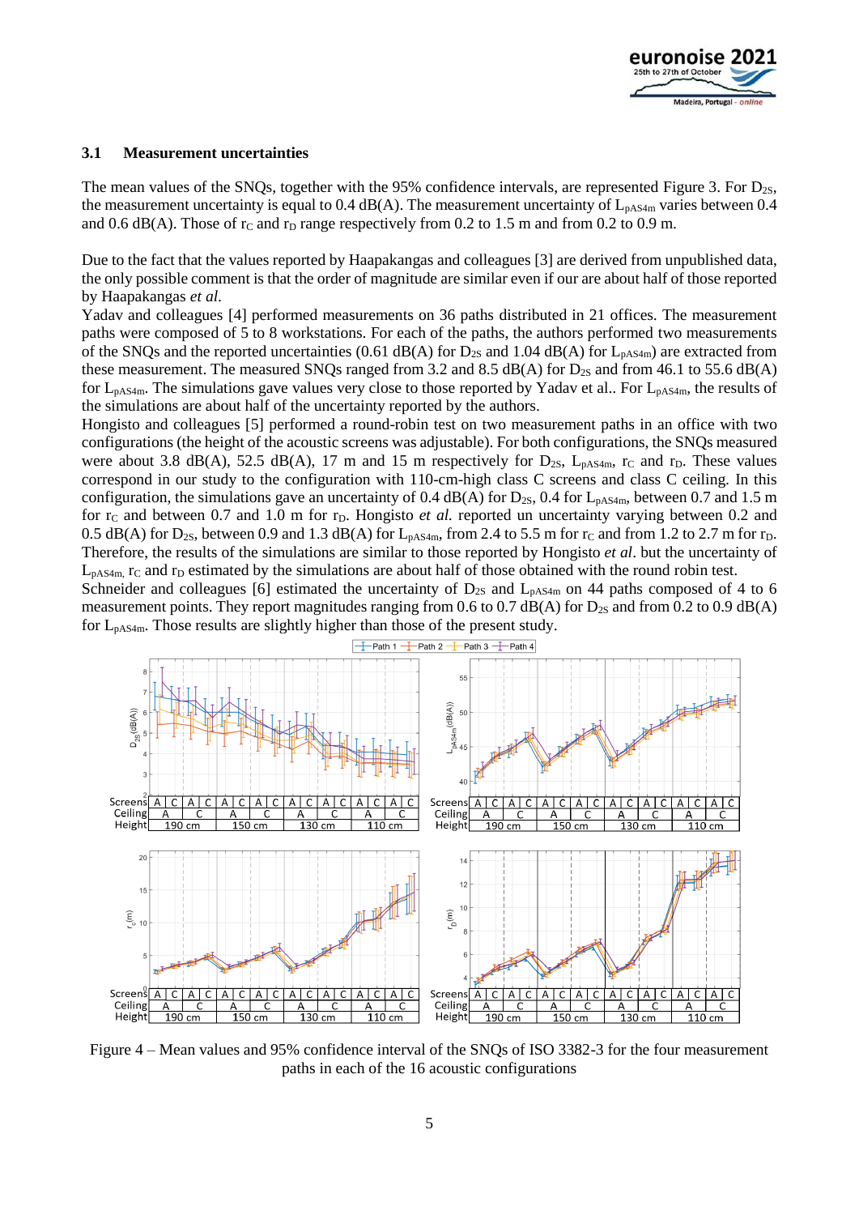### 3.1 Measurement uncertainties

The mean values of the SNQs, together with the 95% confidence intervals, are represented Figure 3. For $D_{2S}$, the measurement uncertainty is equal to 0.4 dB(A). The measurement uncertainty of $L_{pAS4m}$ varies between 0.4 and 0.6 dB(A). Those of $r_C$ and $r_D$ range respectively from 0.2 to 1.5 m and from 0.2 to 0.9 m.

Due to the fact that the values reported by Haapakangas and colleagues [3] are derived from unpublished data, the only possible comment is that the order of magnitude are similar even if our are about half of those reported by Haapakangas *et al.*

Yadav and colleagues [4] performed measurements on 36 paths distributed in 21 offices. The measurement paths were composed of 5 to 8 workstations. For each of the paths, the authors performed two measurements of the SNQs and the reported uncertainties (0.61 dB(A) for $D_{2S}$ and 1.04 dB(A) for $L_{pAS4m}$) are extracted from these measurement. The measured SNQs ranged from 3.2 and 8.5 dB(A) for $D_{2S}$ and from 46.1 to 55.6 dB(A) for $L_{pAS4m}$. The simulations gave values very close to those reported by Yadav et al.. For $L_{pAS4m}$, the results of the simulations are about half of the uncertainty reported by the authors.

Hongisto and colleagues [5] performed a round-robin test on two measurement paths in an office with two configurations (the height of the acoustic screens was adjustable). For both configurations, the SNQs measured were about 3.8 dB(A), 52.5 dB(A), 17 m and 15 m respectively for $D_{2S}$, $L_{pAS4m}$, $r_C$ and $r_D$. These values correspond in our study to the configuration with 110-cm-high class C screens and class C ceiling. In this configuration, the simulations gave an uncertainty of 0.4 dB(A) for $D_{2S}$, 0.4 for $L_{pAS4m}$, between 0.7 and 1.5 m for $r_C$ and between 0.7 and 1.0 m for $r_D$. Hongisto *et al.* reported un uncertainty varying between 0.2 and 0.5 dB(A) for $D_{2S}$, between 0.9 and 1.3 dB(A) for $L_{pAS4m}$, from 2.4 to 5.5 m for $r_C$ and from 1.2 to 2.7 m for $r_D$. Therefore, the results of the simulations are similar to those reported by Hongisto *et al*. but the uncertainty of $L_{pAS4m,}$ $r_C$ and $r_D$ estimated by the simulations are about half of those obtained with the round robin test.

Schneider and colleagues [6] estimated the uncertainty of $D_{2S}$ and $L_{pAS4m}$ on 44 paths composed of 4 to 6 measurement points. They report magnitudes ranging from 0.6 to 0.7 dB(A) for $D_{2S}$ and from 0.2 to 0.9 dB(A) for $L_{pAS4m}$. Those results are slightly higher than those of the present study.

Figure 4 – Mean values and 95% confidence interval of the SNQs of ISO 3382-3 for the four measurement paths in each of the 16 acoustic configurations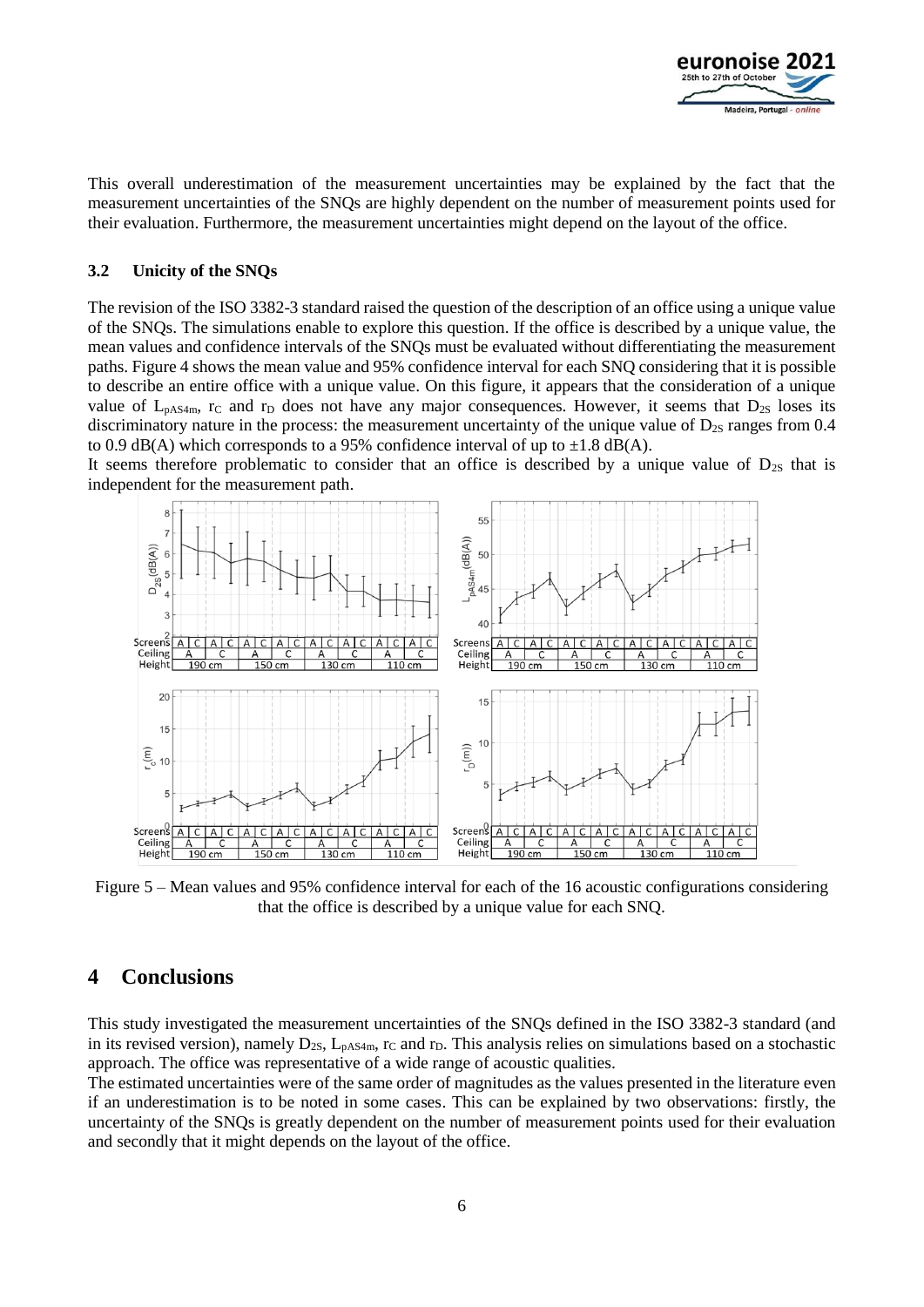This overall underestimation of the measurement uncertainties may be explained by the fact that the measurement uncertainties of the SNQs are highly dependent on the number of measurement points used for their evaluation. Furthermore, the measurement uncertainties might depend on the layout of the office.

### 3.2 Unicity of the SNQs

The revision of the ISO 3382-3 standard raised the question of the description of an office using a unique value of the SNQs. The simulations enable to explore this question. If the office is described by a unique value, the mean values and confidence intervals of the SNQs must be evaluated without differentiating the measurement paths. Figure 4 shows the mean value and 95% confidence interval for each SNQ considering that it is possible to describe an entire office with a unique value. On this figure, it appears that the consideration of a unique value of $L_{pAS4m}$, $r_C$ and $r_D$ does not have any major consequences. However, it seems that $D_{2S}$ loses its discriminatory nature in the process: the measurement uncertainty of the unique value of $D_{2S}$ ranges from 0.4 to 0.9 dB(A) which corresponds to a 95% confidence interval of up to ±1.8 dB(A).

It seems therefore problematic to consider that an office is described by a unique value of $D_{2S}$ that is independent for the measurement path.

Figure 5 – Mean values and 95% confidence interval for each of the 16 acoustic configurations considering that the office is described by a unique value for each SNQ.

## 4 Conclusions

This study investigated the measurement uncertainties of the SNQs defined in the ISO 3382-3 standard (and in its revised version), namely $D_{2S}$, $L_{pAS4m}$, $r_C$ and $r_D$. This analysis relies on simulations based on a stochastic approach. The office was representative of a wide range of acoustic qualities.

The estimated uncertainties were of the same order of magnitudes as the values presented in the literature even if an underestimation is to be noted in some cases. This can be explained by two observations: firstly, the uncertainty of the SNQs is greatly dependent on the number of measurement points used for their evaluation and secondly that it might depends on the layout of the office.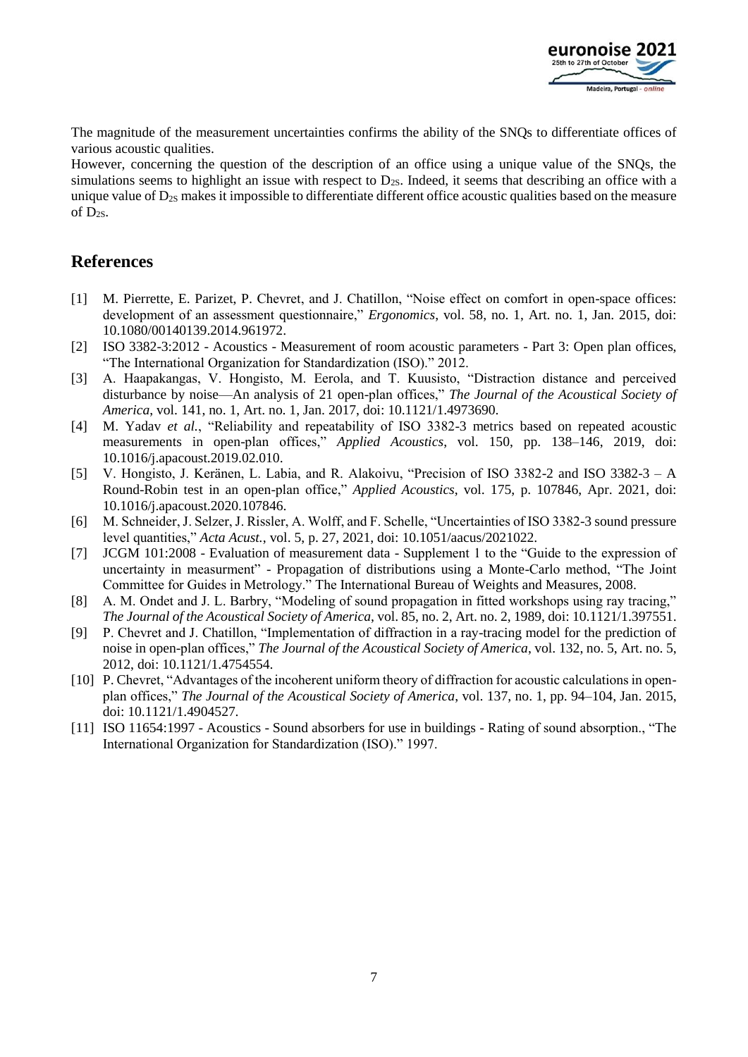The magnitude of the measurement uncertainties confirms the ability of the SNQs to differentiate offices of various acoustic qualities.

However, concerning the question of the description of an office using a unique value of the SNQs, the simulations seems to highlight an issue with respect to $D_{2S}$. Indeed, it seems that describing an office with a unique value of $D_{2S}$ makes it impossible to differentiate different office acoustic qualities based on the measure of $D_{2S}$.

## References

[1] M. Pierrette, E. Parizet, P. Chevret, and J. Chatillon, "Noise effect on comfort in open-space offices: development of an assessment questionnaire," *Ergonomics*, vol. 58, no. 1, Art. no. 1, Jan. 2015, doi: 10.1080/00140139.2014.961972.

[2] ISO 3382-3:2012 - Acoustics - Measurement of room acoustic parameters - Part 3: Open plan offices, "The International Organization for Standardization (ISO)." 2012.

[3] A. Haapakangas, V. Hongisto, M. Eerola, and T. Kuusisto, "Distraction distance and perceived disturbance by noise—An analysis of 21 open-plan offices," *The Journal of the Acoustical Society of America*, vol. 141, no. 1, Art. no. 1, Jan. 2017, doi: 10.1121/1.4973690.

[4] M. Yadav *et al.*, "Reliability and repeatability of ISO 3382-3 metrics based on repeated acoustic measurements in open-plan offices," *Applied Acoustics*, vol. 150, pp. 138–146, 2019, doi: 10.1016/j.apacoust.2019.02.010.

[5] V. Hongisto, J. Keränen, L. Labia, and R. Alakoivu, "Precision of ISO 3382-2 and ISO 3382-3 – A Round-Robin test in an open-plan office," *Applied Acoustics*, vol. 175, p. 107846, Apr. 2021, doi: 10.1016/j.apacoust.2020.107846.

[6] M. Schneider, J. Selzer, J. Rissler, A. Wolff, and F. Schelle, "Uncertainties of ISO 3382-3 sound pressure level quantities," *Acta Acust.*, vol. 5, p. 27, 2021, doi: 10.1051/aacus/2021022.

[7] JCGM 101:2008 - Evaluation of measurement data - Supplement 1 to the "Guide to the expression of uncertainty in measurment" - Propagation of distributions using a Monte-Carlo method, "The Joint Committee for Guides in Metrology." The International Bureau of Weights and Measures, 2008.

[8] A. M. Ondet and J. L. Barbry, "Modeling of sound propagation in fitted workshops using ray tracing," *The Journal of the Acoustical Society of America*, vol. 85, no. 2, Art. no. 2, 1989, doi: 10.1121/1.397551.

[9] P. Chevret and J. Chatillon, "Implementation of diffraction in a ray-tracing model for the prediction of noise in open-plan offices," *The Journal of the Acoustical Society of America*, vol. 132, no. 5, Art. no. 5, 2012, doi: 10.1121/1.4754554.

[10] P. Chevret, "Advantages of the incoherent uniform theory of diffraction for acoustic calculations in open-plan offices," *The Journal of the Acoustical Society of America*, vol. 137, no. 1, pp. 94–104, Jan. 2015, doi: 10.1121/1.4904527.

[11] ISO 11654:1997 - Acoustics - Sound absorbers for use in buildings - Rating of sound absorption., "The International Organization for Standardization (ISO)." 1997.